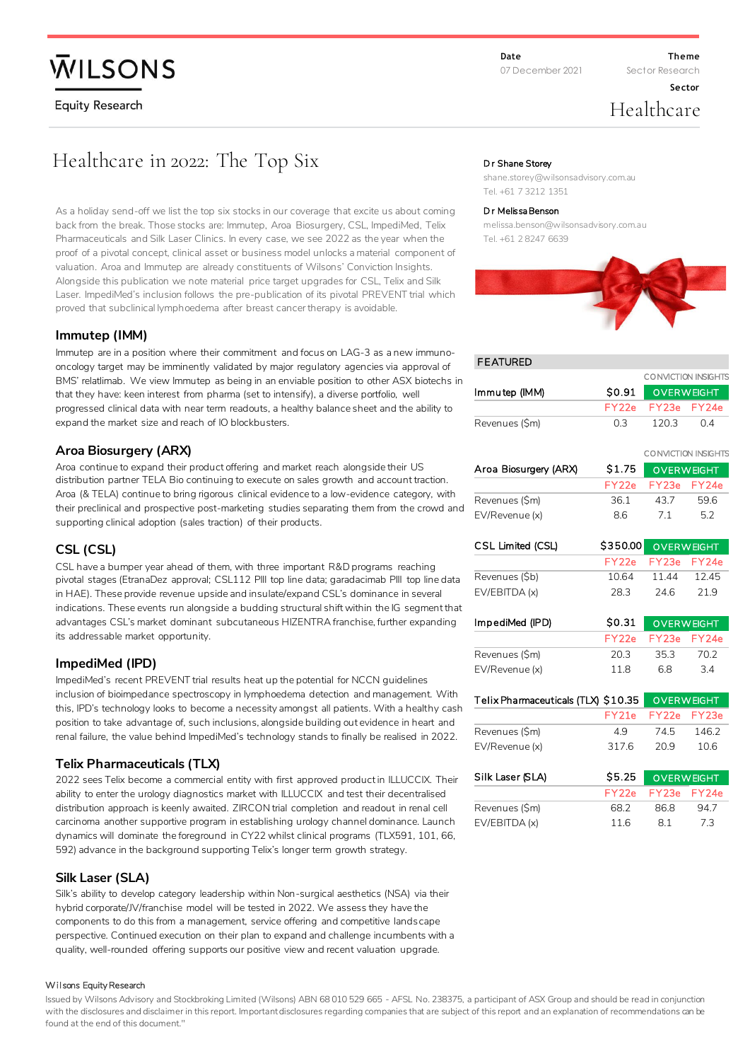WILSONS

Equity Research

**Date**
07 December 2021

**Theme**
Sector Research

**Sector**
Healthcare

# Healthcare in 2022: The Top Six

**Dr Shane Storey**
shane.storey@wilsonsadvisory.com.au
Tel. +61 7 3212 1351

**Dr Melissa Benson**
melissa.benson@wilsonsadvisory.com.au
Tel. +61 2 8247 6639

As a holiday send-off we list the top six stocks in our coverage that excite us about coming back from the break. Those stocks are: Immutep, Aroa Biosurgery, CSL, ImpediMed, Telix Pharmaceuticals and Silk Laser Clinics. In every case, we see 2022 as the year when the proof of a pivotal concept, clinical asset or business model unlocks a material component of valuation. Aroa and Immutep are already constituents of Wilsons' Conviction Insights. Alongside this publication we note material price target upgrades for CSL, Telix and Silk Laser. ImpediMed's inclusion follows the pre-publication of its pivotal PREVENT trial which proved that subclinical lymphoedema after breast cancer therapy is avoidable.

## Immutep (IMM)

Immutep are in a position where their commitment and focus on LAG-3 as a new immuno-oncology target may be imminently validated by major regulatory agencies via approval of BMS' relatlimab. We view Immutep as being in an enviable position to other ASX biotechs in that they have: keen interest from pharma (set to intensify), a diverse portfolio, well progressed clinical data with near term readouts, a healthy balance sheet and the ability to expand the market size and reach of IO blockbusters.

## Aroa Biosurgery (ARX)

Aroa continue to expand their product offering and market reach alongside their US distribution partner TELA Bio continuing to execute on sales growth and account traction. Aroa (& TELA) continue to bring rigorous clinical evidence to a low-evidence category, with their preclinical and prospective post-marketing studies separating them from the crowd and supporting clinical adoption (sales traction) of their products.

## CSL (CSL)

CSL have a bumper year ahead of them, with three important R&D programs reaching pivotal stages (EtranaDez approval; CSL112 PIII top line data; garadacimab PIII top line data in HAE). These provide revenue upside and insulate/expand CSL's dominance in several indications. These events run alongside a budding structural shift within the IG segment that advantages CSL's market dominant subcutaneous HIZENTRA franchise, further expanding its addressable market opportunity.

## ImpediMed (IPD)

ImpediMed's recent PREVENT trial results heat up the potential for NCCN guidelines inclusion of bioimpedance spectroscopy in lymphoedema detection and management. With this, IPD's technology looks to become a necessity amongst all patients. With a healthy cash position to take advantage of, such inclusions, alongside building out evidence in heart and renal failure, the value behind ImpediMed's technology stands to finally be realised in 2022.

## Telix Pharmaceuticals (TLX)

2022 sees Telix become a commercial entity with first approved product in ILLUCCIX. Their ability to enter the urology diagnostics market with ILLUCCIX and test their decentralised distribution approach is keenly awaited. ZIRCON trial completion and readout in renal cell carcinoma another supportive program in establishing urology channel dominance. Launch dynamics will dominate the foreground in CY22 whilst clinical programs (TLX591, 101, 66, 592) advance in the background supporting Telix's longer term growth strategy.

## Silk Laser (SLA)

Silk's ability to develop category leadership within Non-surgical aesthetics (NSA) via their hybrid corporate/JV/franchise model will be tested in 2022. We assess they have the components to do this from a management, service offering and competitive landscape perspective. Continued execution on their plan to expand and challenge incumbents with a quality, well-rounded offering supports our positive view and recent valuation upgrade.

## FEATURED

| Immutep (IMM) | $0.91 | OVERWEIGHT (CONVICTION INSIGHTS) | |
|---|---|---|---|
| | FY22e | FY23e | FY24e |
| Revenues ($m) | 0.3 | 120.3 | 0.4 |

| Aroa Biosurgery (ARX) | $1.75 | OVERWEIGHT (CONVICTION INSIGHTS) | |
|---|---|---|---|
| | FY22e | FY23e | FY24e |
| Revenues ($m) | 36.1 | 43.7 | 59.6 |
| EV/Revenue (x) | 8.6 | 7.1 | 5.2 |

| CSL Limited (CSL) | $350.00 | OVERWEIGHT | |
|---|---|---|---|
| | FY22e | FY23e | FY24e |
| Revenues ($b) | 10.64 | 11.44 | 12.45 |
| EV/EBITDA (x) | 28.3 | 24.6 | 21.9 |

| ImpediMed (IPD) | $0.31 | OVERWEIGHT | |
|---|---|---|---|
| | FY22e | FY23e | FY24e |
| Revenues ($m) | 20.3 | 35.3 | 70.2 |
| EV/Revenue (x) | 11.8 | 6.8 | 3.4 |

| Telix Pharmaceuticals (TLX) | $10.35 | OVERWEIGHT | |
|---|---|---|---|
| | FY21e | FY22e | FY23e |
| Revenues ($m) | 4.9 | 74.5 | 146.2 |
| EV/Revenue (x) | 317.6 | 20.9 | 10.6 |

| Silk Laser (SLA) | $5.25 | OVERWEIGHT | |
|---|---|---|---|
| | FY22e | FY23e | FY24e |
| Revenues ($m) | 68.2 | 86.8 | 94.7 |
| EV/EBITDA (x) | 11.6 | 8.1 | 7.3 |

Wilsons Equity Research

Issued by Wilsons Advisory and Stockbroking Limited (Wilsons) ABN 68 010 529 665 - AFSL No. 238375, a participant of ASX Group and should be read in conjunction with the disclosures and disclaimer in this report. Important disclosures regarding companies that are subject of this report and an explanation of recommendations can be found at the end of this document."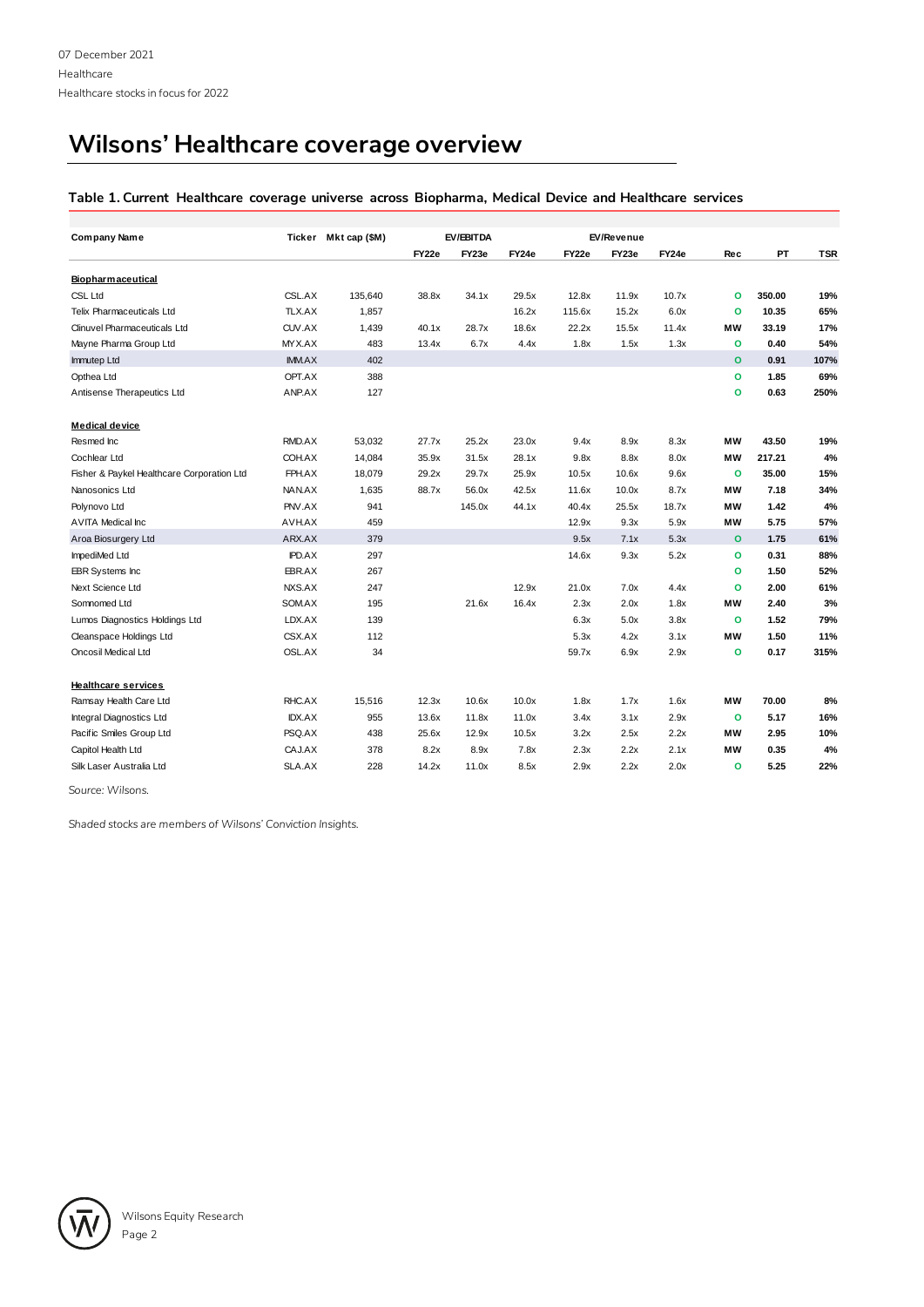# Wilsons' Healthcare coverage overview

**Table 1. Current Healthcare coverage universe across Biopharma, Medical Device and Healthcare services**

| Company Name | Ticker | Mkt cap ($M) | EV/EBITDA | | | EV/Revenue | | | Rec | PT | TSR |
|---|---|---|---|---|---|---|---|---|---|---|---|
| | | | FY22e | FY23e | FY24e | FY22e | FY23e | FY24e | | | |
| **Biopharmaceutical** | | | | | | | | | | | |
| CSL Ltd | CSL.AX | 135,640 | 38.8x | 34.1x | 29.5x | 12.8x | 11.9x | 10.7x | O | 350.00 | 19% |
| Telix Pharmaceuticals Ltd | TLX.AX | 1,857 | | | 16.2x | 115.6x | 15.2x | 6.0x | O | 10.35 | 65% |
| Clinuvel Pharmaceuticals Ltd | CUV.AX | 1,439 | 40.1x | 28.7x | 18.6x | 22.2x | 15.5x | 11.4x | MW | 33.19 | 17% |
| Mayne Pharma Group Ltd | MYX.AX | 483 | 13.4x | 6.7x | 4.4x | 1.8x | 1.5x | 1.3x | O | 0.40 | 54% |
| Immutep Ltd | IMM.AX | 402 | | | | | | | O | 0.91 | 107% |
| Opthea Ltd | OPT.AX | 388 | | | | | | | O | 1.85 | 69% |
| Antisense Therapeutics Ltd | ANP.AX | 127 | | | | | | | O | 0.63 | 250% |
| **Medical device** | | | | | | | | | | | |
| Resmed Inc | RMD.AX | 53,032 | 27.7x | 25.2x | 23.0x | 9.4x | 8.9x | 8.3x | MW | 43.50 | 19% |
| Cochlear Ltd | COH.AX | 14,084 | 35.9x | 31.5x | 28.1x | 9.8x | 8.8x | 8.0x | MW | 217.21 | 4% |
| Fisher & Paykel Healthcare Corporation Ltd | FPH.AX | 18,079 | 29.2x | 29.7x | 25.9x | 10.5x | 10.6x | 9.6x | O | 35.00 | 15% |
| Nanosonics Ltd | NAN.AX | 1,635 | 88.7x | 56.0x | 42.5x | 11.6x | 10.0x | 8.7x | MW | 7.18 | 34% |
| Polynovo Ltd | PNV.AX | 941 | | 145.0x | 44.1x | 40.4x | 25.5x | 18.7x | MW | 1.42 | 4% |
| AVITA Medical Inc | AVH.AX | 459 | | | | 12.9x | 9.3x | 5.9x | MW | 5.75 | 57% |
| Aroa Biosurgery Ltd | ARX.AX | 379 | | | | 9.5x | 7.1x | 5.3x | O | 1.75 | 61% |
| ImpediMed Ltd | IPD.AX | 297 | | | | 14.6x | 9.3x | 5.2x | O | 0.31 | 88% |
| EBR Systems Inc | EBR.AX | 267 | | | | | | | O | 1.50 | 52% |
| Next Science Ltd | NXS.AX | 247 | | | 12.9x | 21.0x | 7.0x | 4.4x | O | 2.00 | 61% |
| Somnomed Ltd | SOM.AX | 195 | | 21.6x | 16.4x | 2.3x | 2.0x | 1.8x | MW | 2.40 | 3% |
| Lumos Diagnostics Holdings Ltd | LDX.AX | 139 | | | | 6.3x | 5.0x | 3.8x | O | 1.52 | 79% |
| Cleanspace Holdings Ltd | CSX.AX | 112 | | | | 5.3x | 4.2x | 3.1x | MW | 1.50 | 11% |
| Oncosil Medical Ltd | OSL.AX | 34 | | | | 59.7x | 6.9x | 2.9x | O | 0.17 | 315% |
| **Healthcare services** | | | | | | | | | | | |
| Ramsay Health Care Ltd | RHC.AX | 15,516 | 12.3x | 10.6x | 10.0x | 1.8x | 1.7x | 1.6x | MW | 70.00 | 8% |
| Integral Diagnostics Ltd | IDX.AX | 955 | 13.6x | 11.8x | 11.0x | 3.4x | 3.1x | 2.9x | O | 5.17 | 16% |
| Pacific Smiles Group Ltd | PSQ.AX | 438 | 25.6x | 12.9x | 10.5x | 3.2x | 2.5x | 2.2x | MW | 2.95 | 10% |
| Capitol Health Ltd | CAJ.AX | 378 | 8.2x | 8.9x | 7.8x | 2.3x | 2.2x | 2.1x | MW | 0.35 | 4% |
| Silk Laser Australia Ltd | SLA.AX | 228 | 14.2x | 11.0x | 8.5x | 2.9x | 2.2x | 2.0x | O | 5.25 | 22% |

*Source: Wilsons.*

*Shaded stocks are members of Wilsons' Conviction Insights.*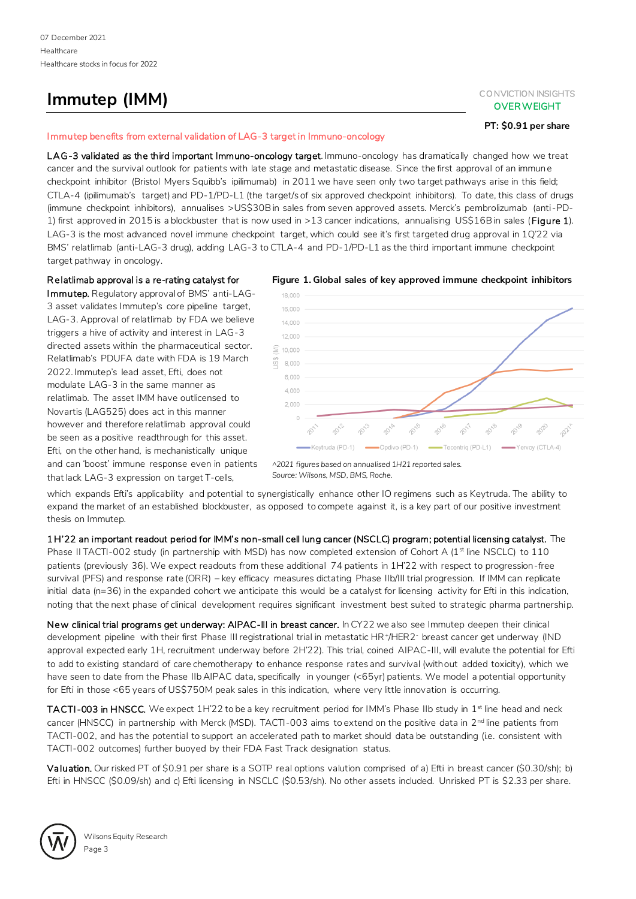07 December 2021
Healthcare
Healthcare stocks in focus for 2022

# Immutep (IMM)

CONVICTION INSIGHTS
**OVERWEIGHT**

**PT: $0.91 per share**

## Immutep benefits from external validation of LAG-3 target in Immuno-oncology

**LAG-3 validated as the third important Immuno-oncology target.** Immuno-oncology has dramatically changed how we treat cancer and the survival outlook for patients with late stage and metastatic disease. Since the first approval of an immune checkpoint inhibitor (Bristol Myers Squibb's ipilimumab) in 2011 we have seen only two target pathways arise in this field; CTLA-4 (ipilimumab's target) and PD-1/PD-L1 (the target/s of six approved checkpoint inhibitors). To date, this class of drugs (immune checkpoint inhibitors), annualises >US$30B in sales from seven approved assets. Merck's pembrolizumab (anti-PD-1) first approved in 2015 is a blockbuster that is now used in >13 cancer indications, annualising US$16B in sales (**Figure 1**). LAG-3 is the most advanced novel immune checkpoint target, which could see it's first targeted drug approval in 1Q'22 via BMS' relatlimab (anti-LAG-3 drug), adding LAG-3 to CTLA-4 and PD-1/PD-L1 as the third important immune checkpoint target pathway in oncology.

**Relatlimab approval is a re-rating catalyst for Immutep.** Regulatory approval of BMS' anti-LAG-3 asset validates Immutep's core pipeline target, LAG-3. Approval of relatlimab by FDA we believe triggers a hive of activity and interest in LAG-3 directed assets within the pharmaceutical sector. Relatlimab's PDUFA date with FDA is 19 March 2022. Immutep's lead asset, Efti, does not modulate LAG-3 in the same manner as relatlimab. The asset IMM have outlicensed to Novartis (LAG525) does act in this manner however and therefore relatlimab approval could be seen as a positive readthrough for this asset. Efti, on the other hand, is mechanistically unique and can 'boost' immune response even in patients that lack LAG-3 expression on target T-cells, which expands Efti's applicability and potential to synergistically enhance other IO regimens such as Keytruda. The ability to expand the market of an established blockbuster, as opposed to compete against it, is a key part of our positive investment thesis on Immutep.

**Figure 1. Global sales of key approved immune checkpoint inhibitors**

*^2021 figures based on annualised 1H21 reported sales.*
*Source: Wilsons, MSD, BMS, Roche.*

**1H'22 an important readout period for IMM's non-small cell lung cancer (NSCLC) program; potential licensing catalyst.** The Phase II TACTI-002 study (in partnership with MSD) has now completed extension of Cohort A (1[st] line NSCLC) to 110 patients (previously 36). We expect readouts from these additional 74 patients in 1H'22 with respect to progression-free survival (PFS) and response rate (ORR) – key efficacy measures dictating Phase IIb/III trial progression. If IMM can replicate initial data (n=36) in the expanded cohort we anticipate this would be a catalyst for licensing activity for Efti in this indication, noting that the next phase of clinical development requires significant investment best suited to strategic pharma partnership.

**New clinical trial programs get underway: AIPAC-III in breast cancer.** In CY22 we also see Immutep deepen their clinical development pipeline with their first Phase III registrational trial in metastatic HR[+]/HER2[-] breast cancer get underway (IND approval expected early 1H, recruitment underway before 2H'22). This trial, coined AIPAC-III, will evalute the potential for Efti to add to existing standard of care chemotherapy to enhance response rates and survival (without added toxicity), which we have seen to date from the Phase IIb AIPAC data, specifically in younger (<65yr) patients. We model a potential opportunity for Efti in those <65 years of US$750M peak sales in this indication, where very little innovation is occurring.

**TACTI-003 in HNSCC.** We expect 1H'22 to be a key recruitment period for IMM's Phase IIb study in 1[st] line head and neck cancer (HNSCC) in partnership with Merck (MSD). TACTI-003 aims to extend on the positive data in 2[nd] line patients from TACTI-002, and has the potential to support an accelerated path to market should data be outstanding (i.e. consistent with TACTI-002 outcomes) further buoyed by their FDA Fast Track designation status.

**Valuation.** Our risked PT of $0.91 per share is a SOTP real options valution comprised of a) Efti in breast cancer ($0.30/sh); b) Efti in HNSCC ($0.09/sh) and c) Efti licensing in NSCLC ($0.53/sh). No other assets included. Unrisked PT is $2.33 per share.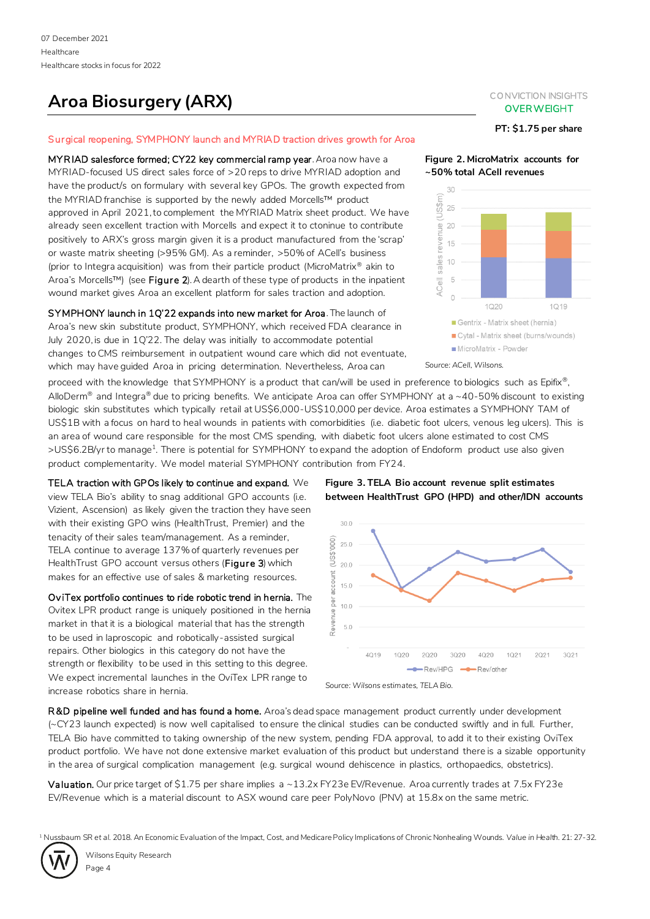# Aroa Biosurgery (ARX)

CONVICTION INSIGHTS
OVERWEIGHT

**PT: $1.75 per share**

## Surgical reopening, SYMPHONY launch and MYRIAD traction drives growth for Aroa

**MYRIAD salesforce formed; CY22 key commercial ramp year.** Aroa now have a MYRIAD-focused US direct sales force of >20 reps to drive MYRIAD adoption and have the product/s on formulary with several key GPOs. The growth expected from the MYRIAD franchise is supported by the newly added Morcells™ product approved in April 2021, to complement the MYRIAD Matrix sheet product. We have already seen excellent traction with Morcells and expect it to ctonine to contribute positively to ARX's gross margin given it is a product manufactured from the 'scrap' or waste matrix sheeting (>95% GM). As a reminder, >50% of ACell's business (prior to Integra acquisition) was from their particle product (MicroMatrix® akin to Aroa's Morcells™) (see Figure 2). A dearth of these type of products in the inpatient wound market gives Aroa an excellent platform for sales traction and adoption.

**Figure 2. MicroMatrix accounts for ~50% total ACell revenues**

Source: ACell, Wilsons.

**SYMPHONY launch in 1Q'22 expands into new market for Aroa.** The launch of Aroa's new skin substitute product, SYMPHONY, which received FDA clearance in July 2020, is due in 1Q'22. The delay was initially to accommodate potential changes to CMS reimbursement in outpatient wound care which did not eventuate, which may have guided Aroa in pricing determination. Nevertheless, Aroa can proceed with the knowledge that SYMPHONY is a product that can/will be used in preference to biologics such as Epifix®, AlloDerm® and Integra® due to pricing benefits. We anticipate Aroa can offer SYMPHONY at a ~40-50% discount to existing biologic skin substitutes which typically retail at US$6,000-US$10,000 per device. Aroa estimates a SYMPHONY TAM of US$1B with a focus on hard to heal wounds in patients with comorbidities (i.e. diabetic foot ulcers, venous leg ulcers). This is an area of wound care responsible for the most CMS spending, with diabetic foot ulcers alone estimated to cost CMS >US$6.2B/yr to manage[1]. There is potential for SYMPHONY to expand the adoption of Endoform product use also given product complementarity. We model material SYMPHONY contribution from FY24.

**TELA traction with GPOs likely to continue and expand.** We view TELA Bio's ability to snag additional GPO accounts (i.e. Vizient, Ascension) as likely given the traction they have seen with their existing GPO wins (HealthTrust, Premier) and the tenacity of their sales team/management. As a reminder, TELA continue to average 137% of quarterly revenues per HealthTrust GPO account versus others (Figure 3) which makes for an effective use of sales & marketing resources.

**OviTex portfolio continues to ride robotic trend in hernia.** The Ovitex LPR product range is uniquely positioned in the hernia market in that it is a biological material that has the strength to be used in laproscopic and robotically-assisted surgical repairs. Other biologics in this category do not have the strength or flexibility to be used in this setting to this degree. We expect incremental launches in the OviTex LPR range to increase robotics share in hernia.

**Figure 3. TELA Bio account revenue split estimates between HealthTrust GPO (HPD) and other/IDN accounts**

Source: Wilsons estimates, TELA Bio.

**R&D pipeline well funded and has found a home.** Aroa's dead space management product currently under development (~CY23 launch expected) is now well capitalised to ensure the clinical studies can be conducted swiftly and in full. Further, TELA Bio have committed to taking ownership of the new system, pending FDA approval, to add it to their existing OviTex product portfolio. We have not done extensive market evaluation of this product but understand there is a sizable opportunity in the area of surgical complication management (e.g. surgical wound dehiscence in plastics, orthopaedics, obstetrics).

**Valuation.** Our price target of $1.75 per share implies a ~13.2x FY23e EV/Revenue. Aroa currently trades at 7.5x FY23e EV/Revenue which is a material discount to ASX wound care peer PolyNovo (PNV) at 15.8x on the same metric.

[1] Nussbaum SR *et al.* 2018. An Economic Evaluation of the Impact, Cost, and Medicare Policy Implications of Chronic Nonhealing Wounds. *Value in Health*. 21: 27-32.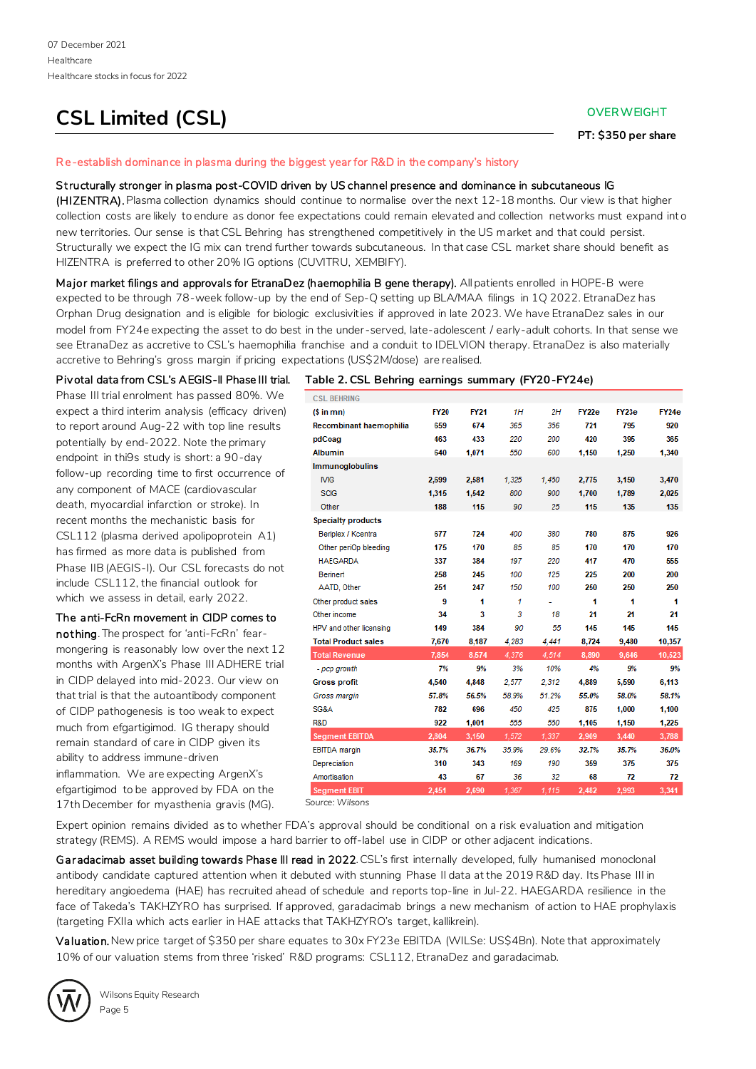# CSL Limited (CSL)

**OVERWEIGHT**

**PT: $350 per share**

Re-establish dominance in plasma during the biggest year for R&D in the company's history

**Structurally stronger in plasma post-COVID driven by US channel presence and dominance in subcutaneous IG (HIZENTRA).** Plasma collection dynamics should continue to normalise over the next 12-18 months. Our view is that higher collection costs are likely to endure as donor fee expectations could remain elevated and collection networks must expand into new territories. Our sense is that CSL Behring has strengthened competitively in the US market and that could persist. Structurally we expect the IG mix can trend further towards subcutaneous. In that case CSL market share should benefit as HIZENTRA is preferred to other 20% IG options (CUVITRU, XEMBIFY).

**Major market filings and approvals for EtranaDez (haemophilia B gene therapy).** All patients enrolled in HOPE-B were expected to be through 78-week follow-up by the end of Sep-Q setting up BLA/MAA filings in 1Q 2022. EtranaDez has Orphan Drug designation and is eligible for biologic exclusivities if approved in late 2023. We have EtranaDez sales in our model from FY24e expecting the asset to do best in the under-served, late-adolescent / early-adult cohorts. In that sense we see EtranaDez as accretive to CSL's haemophilia franchise and a conduit to IDELVION therapy. EtranaDez is also materially accretive to Behring's gross margin if pricing expectations (US$2M/dose) are realised.

**Pivotal data from CSL's AEGIS-II Phase III trial.** Phase III trial enrolment has passed 80%. We expect a third interim analysis (efficacy driven) to report around Aug-22 with top line results potentially by end-2022. Note the primary endpoint in thi9s study is short: a 90-day follow-up recording time to first occurrence of any component of MACE (cardiovascular death, myocardial infarction or stroke). In recent months the mechanistic basis for CSL112 (plasma derived apolipoprotein A1) has firmed as more data is published from Phase IIB (AEGIS-I). Our CSL forecasts do not include CSL112, the financial outlook for which we assess in detail, early 2022.

**The anti-FcRn movement in CIDP comes to nothing.** The prospect for 'anti-FcRn' fear-mongering is reasonably low over the next 12 months with ArgenX's Phase III ADHERE trial in CIDP delayed into mid-2023. Our view on that trial is that the autoantibody component of CIDP pathogenesis is too weak to expect much from efgartigimod. IG therapy should remain standard of care in CIDP given its ability to address immune-driven inflammation. We are expecting ArgenX's efgartigimod to be approved by FDA on the 17th December for myasthenia gravis (MG).

**Table 2. CSL Behring earnings summary (FY20-FY24e)**

| CSL BEHRING | | | | | | | |
|---|---|---|---|---|---|---|---|
| **($ in mn)** | **FY20** | **FY21** | *1H* | *2H* | **FY22e** | **FY23e** | **FY24e** |
| **Recombinant haemophilia** | 659 | 674 | *365* | *356* | 721 | 795 | 920 |
| **pdCoag** | 463 | 433 | *220* | *200* | 420 | 395 | 365 |
| **Albumin** | 640 | 1,071 | *550* | *600* | 1,150 | 1,250 | 1,340 |
| **Immunoglobulins** | | | | | | | |
| IVIG | 2,699 | 2,581 | *1,325* | *1,450* | 2,775 | 3,150 | 3,470 |
| SCIG | 1,315 | 1,542 | *800* | *900* | 1,700 | 1,789 | 2,025 |
| Other | 188 | 115 | *90* | *25* | 115 | 135 | 135 |
| **Specialty products** | | | | | | | |
| Beriplex / Kcentra | 677 | 724 | *400* | *380* | 780 | 875 | 926 |
| Other periOp bleeding | 175 | 170 | *85* | *85* | 170 | 170 | 170 |
| HAEGARDA | 337 | 384 | *197* | *220* | 417 | 470 | 555 |
| Berinert | 258 | 245 | *100* | *125* | 225 | 200 | 200 |
| AATD, Other | 251 | 247 | *150* | *100* | 250 | 250 | 250 |
| Other product sales | 9 | 1 | *1* | *-* | 1 | 1 | 1 |
| Other income | 34 | 3 | *3* | *18* | 21 | 21 | 21 |
| HPV and other licensing | 149 | 384 | *90* | *55* | 145 | 145 | 145 |
| **Total Product sales** | 7,670 | 8,187 | *4,283* | *4,441* | 8,724 | 9,480 | 10,357 |
| **Total Revenue** | 7,854 | 8,574 | *4,376* | *4,514* | 8,890 | 9,646 | 10,523 |
| *- pcp growth* | *7%* | *9%* | *3%* | *10%* | *4%* | *9%* | *9%* |
| **Gross profit** | 4,540 | 4,848 | *2,577* | *2,312* | 4,889 | 5,590 | 6,113 |
| *Gross margin* | *57.8%* | *56.5%* | *58.9%* | *51.2%* | *55.0%* | *58.0%* | *58.1%* |
| SG&A | 782 | 696 | *450* | *425* | 875 | 1,000 | 1,100 |
| R&D | 922 | 1,001 | *555* | *550* | 1,105 | 1,150 | 1,225 |
| **Segment EBITDA** | 2,804 | 3,150 | *1,572* | *1,337* | 2,909 | 3,440 | 3,788 |
| EBITDA margin | *35.7%* | *36.7%* | *35.9%* | *29.6%* | *32.7%* | *35.7%* | *36.0%* |
| Depreciation | 310 | 343 | *169* | *190* | 359 | 375 | 375 |
| Amortisation | 43 | 67 | *36* | *32* | 68 | 72 | 72 |
| **Segment EBIT** | 2,451 | 2,690 | *1,367* | *1,115* | 2,482 | 2,993 | 3,341 |

Source: Wilsons

Expert opinion remains divided as to whether FDA's approval should be conditional on a risk evaluation and mitigation strategy (REMS). A REMS would impose a hard barrier to off-label use in CIDP or other adjacent indications.

**Garadacimab asset building towards Phase III read in 2022.** CSL's first internally developed, fully humanised monoclonal antibody candidate captured attention when it debuted with stunning Phase II data at the 2019 R&D day. Its Phase III in hereditary angioedema (HAE) has recruited ahead of schedule and reports top-line in Jul-22. HAEGARDA resilience in the face of Takeda's TAKHZYRO has surprised. If approved, garadacimab brings a new mechanism of action to HAE prophylaxis (targeting FXIIa which acts earlier in HAE attacks that TAKHZYRO's target, kallikrein).

**Valuation.** New price target of $350 per share equates to 30x FY23e EBITDA (WILSe: US$4Bn). Note that approximately 10% of our valuation stems from three 'risked' R&D programs: CSL112, EtranaDez and garadacimab.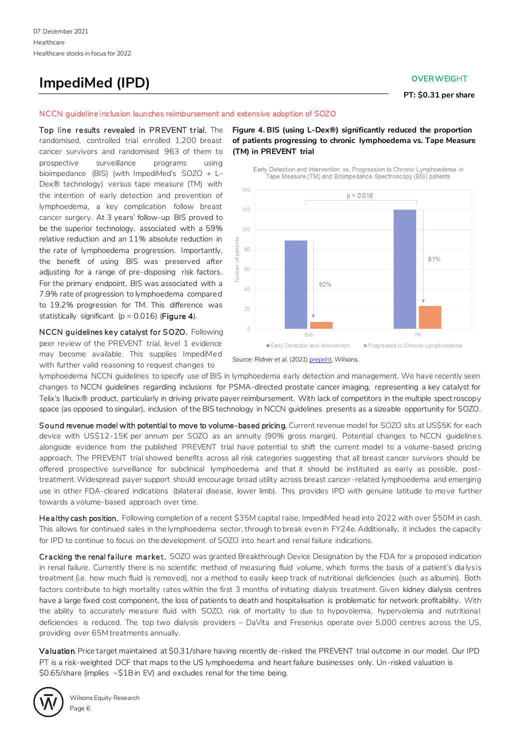# ImpediMed (IPD)

OVERWEIGHT

**PT: $0.31 per share**

NCCN guideline inclusion launches reimbursement and extensive adoption of SOZO

**Top line results revealed in PREVENT trial.** The randomised, controlled trial enrolled 1,200 breast cancer survivors and randomised 963 of them to prospective surveillance programs using bioimpedance (BIS) (with ImpediMed's SOZO + L-Dex® technology) versus tape measure (TM) with the intention of early detection and prevention of lymphoedema, a key complication follow breast cancer surgery. At 3 years' follow-up BIS proved to be the superior technology, associated with a 59% relative reduction and an 11% absolute reduction in the rate of lymphoedema progression. Importantly, the benefit of using BIS was preserved after adjusting for a range of pre-disposing risk factors. For the primary endpoint, BIS was associated with a 7.9% rate of progression to lymphoedema compared to 19.2% progression for TM. This difference was statistically significant (p = 0.016) (**Figure 4**).

**Figure 4. BIS (using L-Dex®) significantly reduced the proportion of patients progressing to chronic lymphoedema vs. Tape Measure (TM) in PREVENT trial**

Source: Ridner et al. (2021) preprint, Wilsons.

**NCCN guidelines key catalyst for SOZO.** Following peer review of the PREVENT trial, level 1 evidence may become available. This supplies ImpediMed with further valid reasoning to request changes to lymphoedema NCCN guidelines to specify use of BIS in lymphoedema early detection and management. We have recently seen changes to NCCN guidelines regarding inclusions for PSMA-directed prostate cancer imaging, representing a key catalyst for Telix's Illucix® product, particularly in driving private payer reimbursement. With lack of competitors in the multiple spectroscopy space (as opposed to singular), inclusion of the BIS technology in NCCN guidelines presents as a sizeable opportunity for SOZO.

**Sound revenue model with potential to move to volume-based pricing.** Current revenue model for SOZO sits at US$5K for each device with US$12-15K per annum per SOZO as an annuity (90% gross margin). Potential changes to NCCN guidelines alongside evidence from the published PREVENT trial have potential to shift the current model to a volume-based pricing approach. The PREVENT trial showed benefits across all risk categories suggesting that all breast cancer survivors should be offered prospective surveillance for subclinical lymphoedema and that it should be instituted as early as possible, post-treatment. Widespread payer support should encourage broad utility across breast cancer-related lymphoedema and emerging use in other FDA-cleared indications (bilateral disease, lower limb). This provides IPD with genuine latitude to move further towards a volume-based approach over time.

**Healthy cash position.** Following completion of a recent $35M capital raise, ImpediMed head into 2022 with over $50M in cash. This allows for continued sales in the lymphoedema sector, through to break even in FY24e. Additionally, it includes the capacity for IPD to continue to focus on the development of SOZO into heart and renal failure indications.

**Cracking the renal failure market.** SOZO was granted Breakthrough Device Designation by the FDA for a proposed indication in renal failure. Currently there is no scientific method of measuring fluid volume, which forms the basis of a patient's dialysis treatment (i.e. how much fluid is removed), nor a method to easily keep track of nutritional deficiencies (such as albumin). Both factors contribute to high mortality rates within the first 3 months of initiating dialysis treatment. Given kidney dialysis centres have a large fixed cost component, the loss of patients to death and hospitalisation is problematic for network profitability. With the ability to accurately measure fluid with SOZO, risk of mortality to due to hypovolemia, hypervolemia and nutritional deficiencies is reduced. The top two dialysis providers – DaVita and Fresenius operate over 5,000 centres across the US, providing over 65M treatments annually.

**Valuation.** Price target maintained at $0.31/share having recently de-risked the PREVENT trial outcome in our model. Our IPD PT is a risk-weighted DCF that maps to the US lymphoedema and heart failure businesses only. Un-risked valuation is $0.65/share (implies ~$1B in EV) and excludes renal for the time being.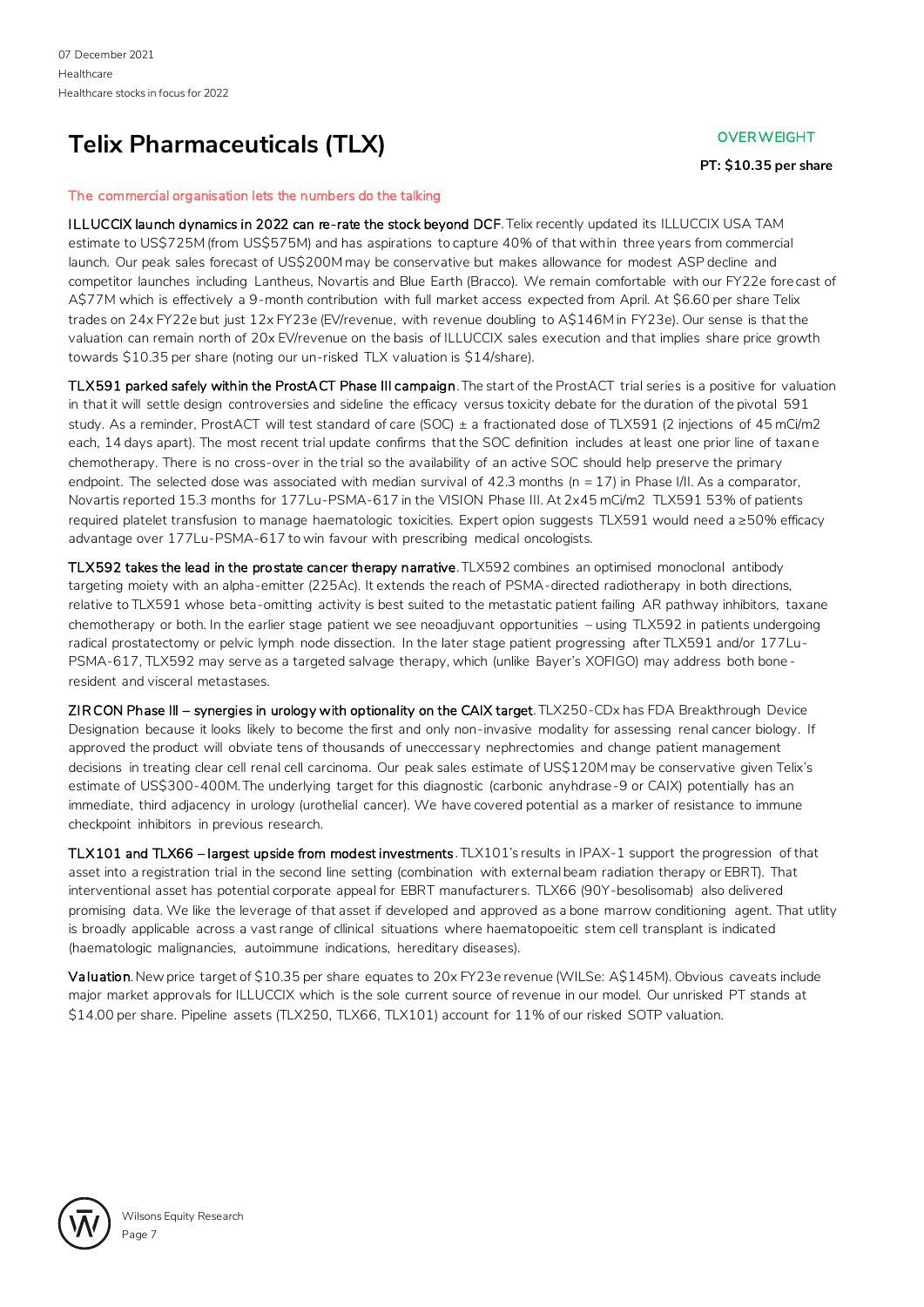# Telix Pharmaceuticals (TLX)

OVERWEIGHT

**PT: $10.35 per share**

The commercial organisation lets the numbers do the talking

**ILLUCCIX launch dynamics in 2022 can re-rate the stock beyond DCF.** Telix recently updated its ILLUCCIX USA TAM estimate to US$725M (from US$575M) and has aspirations to capture 40% of that within three years from commercial launch. Our peak sales forecast of US$200M may be conservative but makes allowance for modest ASP decline and competitor launches including Lantheus, Novartis and Blue Earth (Bracco). We remain comfortable with our FY22e forecast of A$77M which is effectively a 9-month contribution with full market access expected from April. At $6.60 per share Telix trades on 24x FY22e but just 12x FY23e (EV/revenue, with revenue doubling to A$146M in FY23e). Our sense is that the valuation can remain north of 20x EV/revenue on the basis of ILLUCCIX sales execution and that implies share price growth towards $10.35 per share (noting our un-risked TLX valuation is $14/share).

**TLX591 parked safely within the ProstACT Phase III campaign.** The start of the ProstACT trial series is a positive for valuation in that it will settle design controversies and sideline the efficacy versus toxicity debate for the duration of the pivotal 591 study. As a reminder, ProstACT will test standard of care (SOC) ± a fractionated dose of TLX591 (2 injections of 45 mCi/m2 each, 14 days apart). The most recent trial update confirms that the SOC definition includes at least one prior line of taxane chemotherapy. There is no cross-over in the trial so the availability of an active SOC should help preserve the primary endpoint. The selected dose was associated with median survival of 42.3 months (n = 17) in Phase I/II. As a comparator, Novartis reported 15.3 months for 177Lu-PSMA-617 in the VISION Phase III. At 2x45 mCi/m2 TLX591 53% of patients required platelet transfusion to manage haematologic toxicities. Expert opion suggests TLX591 would need a ≥50% efficacy advantage over 177Lu-PSMA-617 to win favour with prescribing medical oncologists.

**TLX592 takes the lead in the prostate cancer therapy narrative.** TLX592 combines an optimised monoclonal antibody targeting moiety with an alpha-emitter (225Ac). It extends the reach of PSMA-directed radiotherapy in both directions, relative to TLX591 whose beta-omitting activity is best suited to the metastatic patient failing AR pathway inhibitors, taxane chemotherapy or both. In the earlier stage patient we see neoadjuvant opportunities – using TLX592 in patients undergoing radical prostatectomy or pelvic lymph node dissection. In the later stage patient progressing after TLX591 and/or 177Lu-PSMA-617, TLX592 may serve as a targeted salvage therapy, which (unlike Bayer's XOFIGO) may address both bone-resident and visceral metastases.

**ZIRCON Phase III – synergies in urology with optionality on the CAIX target.** TLX250-CDx has FDA Breakthrough Device Designation because it looks likely to become the first and only non-invasive modality for assessing renal cancer biology. If approved the product will obviate tens of thousands of uneccessary nephrectomies and change patient management decisions in treating clear cell renal cell carcinoma. Our peak sales estimate of US$120M may be conservative given Telix's estimate of US$300-400M. The underlying target for this diagnostic (carbonic anyhdrase-9 or CAIX) potentially has an immediate, third adjacency in urology (urothelial cancer). We have covered potential as a marker of resistance to immune checkpoint inhibitors in previous research.

**TLX101 and TLX66 – largest upside from modest investments.** TLX101's results in IPAX-1 support the progression of that asset into a registration trial in the second line setting (combination with external beam radiation therapy or EBRT). That interventional asset has potential corporate appeal for EBRT manufacturers. TLX66 (90Y-besolisomab) also delivered promising data. We like the leverage of that asset if developed and approved as a bone marrow conditioning agent. That utlity is broadly applicable across a vast range of cllinical situations where haematopoeitic stem cell transplant is indicated (haematologic malignancies, autoimmune indications, hereditary diseases).

**Valuation.** New price target of $10.35 per share equates to 20x FY23e revenue (WILSe: A$145M). Obvious caveats include major market approvals for ILLUCCIX which is the sole current source of revenue in our model. Our unrisked PT stands at $14.00 per share. Pipeline assets (TLX250, TLX66, TLX101) account for 11% of our risked SOTP valuation.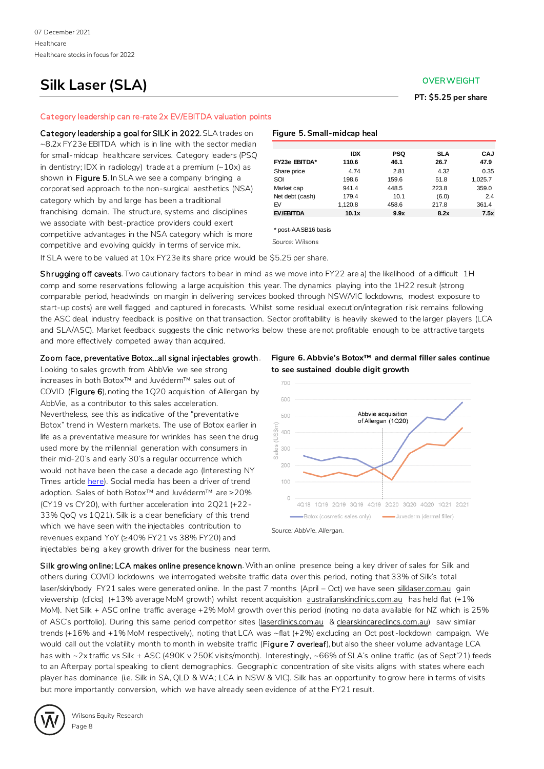# Silk Laser (SLA)

OVERWEIGHT

**PT: $5.25 per share**

## Category leadership can re-rate 2x EV/EBITDA valuation points

**Category leadership a goal for SILK in 2022.** SLA trades on ~8.2x FY23e EBITDA which is in line with the sector median for small-midcap healthcare services. Category leaders (PSQ in dentistry; IDX in radiology) trade at a premium (~10x) as shown in **Figure 5**. In SLA we see a company bringing a corporatised approach to the non-surgical aesthetics (NSA) category which by and large has been a traditional franchising domain. The structure, systems and disciplines we associate with best-practice providers could exert competitive advantages in the NSA category which is more competitive and evolving quickly in terms of service mix.

**Figure 5. Small-midcap heal**

| | IDX | PSQ | SLA | CAJ |
|---|---|---|---|---|
| **FY23e EBITDA*** | **110.6** | **46.1** | **26.7** | **47.9** |
| Share price | 4.74 | 2.81 | 4.32 | 0.35 |
| SOI | 198.6 | 159.6 | 51.8 | 1,025.7 |
| Market cap | 941.4 | 448.5 | 223.8 | 359.0 |
| Net debt (cash) | 179.4 | 10.1 | (6.0) | 2.4 |
| EV | 1,120.8 | 458.6 | 217.8 | 361.4 |
| **EV/EBITDA** | **10.1x** | **9.9x** | **8.2x** | **7.5x** |

\* post-AASB16 basis

*Source: Wilsons*

If SLA were to be valued at 10x FY23e its share price would be $5.25 per share.

**Shrugging off caveats.** Two cautionary factors to bear in mind as we move into FY22 are a) the likelihood of a difficult 1H comp and some reservations following a large acquisition this year. The dynamics playing into the 1H22 result (strong comparable period, headwinds on margin in delivering services booked through NSW/VIC lockdowns, modest exposure to start-up costs) are well flagged and captured in forecasts. Whilst some residual execution/integration risk remains following the ASC deal, industry feedback is positive on that transaction. Sector profitability is heavily skewed to the larger players (LCA and SLA/ASC). Market feedback suggests the clinic networks below these are not profitable enough to be attractive targets and more effectively competed away than acquired.

**Zoom face, preventative Botox…all signal injectables growth.** Looking to sales growth from AbbVie we see strong increases in both Botox™ and Juvéderm™ sales out of COVID (**Figure 6**), noting the 1Q20 acquisition of Allergan by AbbVie, as a contributor to this sales acceleration. Nevertheless, see this as indicative of the "preventative Botox" trend in Western markets. The use of Botox earlier in life as a preventative measure for wrinkles has seen the drug used more by the millennial generation with consumers in their mid-20's and early 30's a regular occurrence which would not have been the case a decade ago (Interesting NY Times article here). Social media has been a driver of trend adoption. Sales of both Botox™ and Juvéderm™ are ≥20% (CY19 vs CY20), with further acceleration into 2Q21 (+22-33% QoQ vs 1Q21). Silk is a clear beneficiary of this trend which we have seen with the injectables contribution to revenues expand YoY (≥40% FY21 vs 38% FY20) and injectables being a key growth driver for the business near term.

**Figure 6. Abbvie's Botox™ and dermal filler sales continue to see sustained double digit growth**

*Source: AbbVie. Allergan.*

**Silk growing online; LCA makes online presence known.** With an online presence being a key driver of sales for Silk and others during COVID lockdowns we interrogated website traffic data over this period, noting that 33% of Silk's total laser/skin/body FY21 sales were generated online. In the past 7 months (April – Oct) we have seen silklaser.com.au gain viewership (clicks) (+13% average MoM growth) whilst recent acquisition australianskinclinics.com.au has held flat (+1% MoM). Net Silk + ASC online traffic average +2% MoM growth over this period (noting no data available for NZ which is 25% of ASC's portfolio). During this same period competitor sites (laserclinics.com.au & clearskincareclinics.com.au) saw similar trends (+16% and +1% MoM respectively), noting that LCA was ~flat (+2%) excluding an Oct post-lockdown campaign. We would call out the volatility month to month in website traffic (**Figure 7 overleaf**), but also the sheer volume advantage LCA has with ~2x traffic vs Silk + ASC (490K v 250K visits/month). Interestingly, ~66% of SLA's online traffic (as of Sept'21) feeds to an Afterpay portal speaking to client demographics. Geographic concentration of site visits aligns with states where each player has dominance (i.e. Silk in SA, QLD & WA; LCA in NSW & VIC). Silk has an opportunity to grow here in terms of visits but more importantly conversion, which we have already seen evidence of at the FY21 result.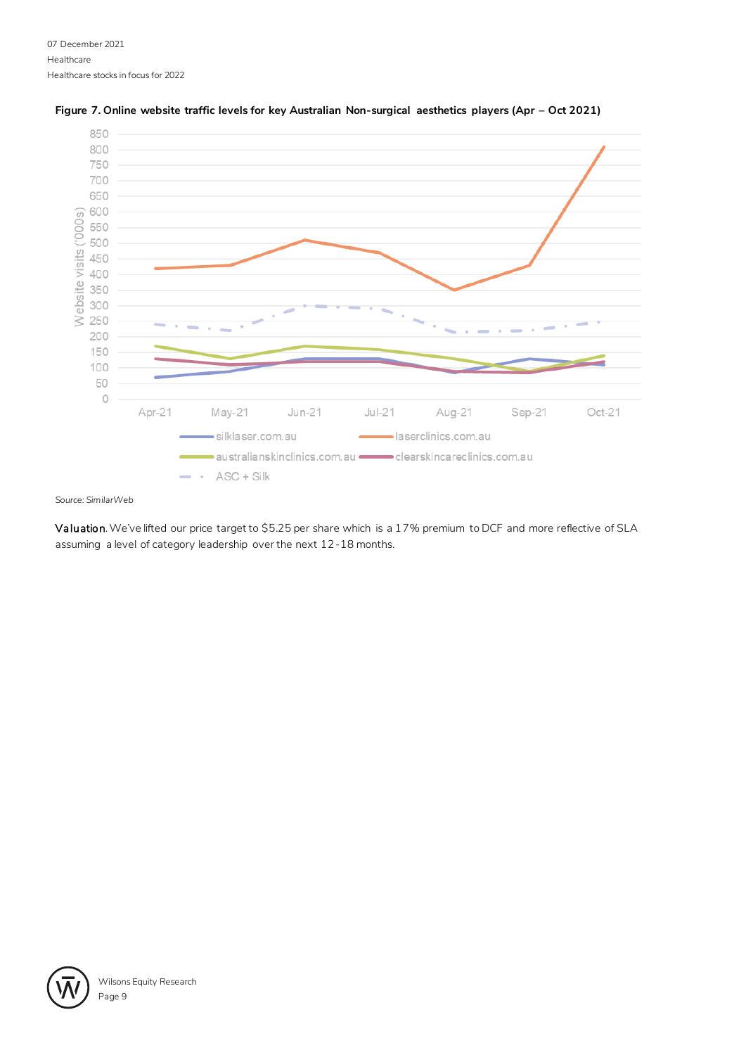**Figure 7. Online website traffic levels for key Australian Non-surgical aesthetics players (Apr – Oct 2021)**

Source: SimilarWeb

**Valuation**. We've lifted our price target to $5.25 per share which is a 17% premium to DCF and more reflective of SLA assuming a level of category leadership over the next 12-18 months.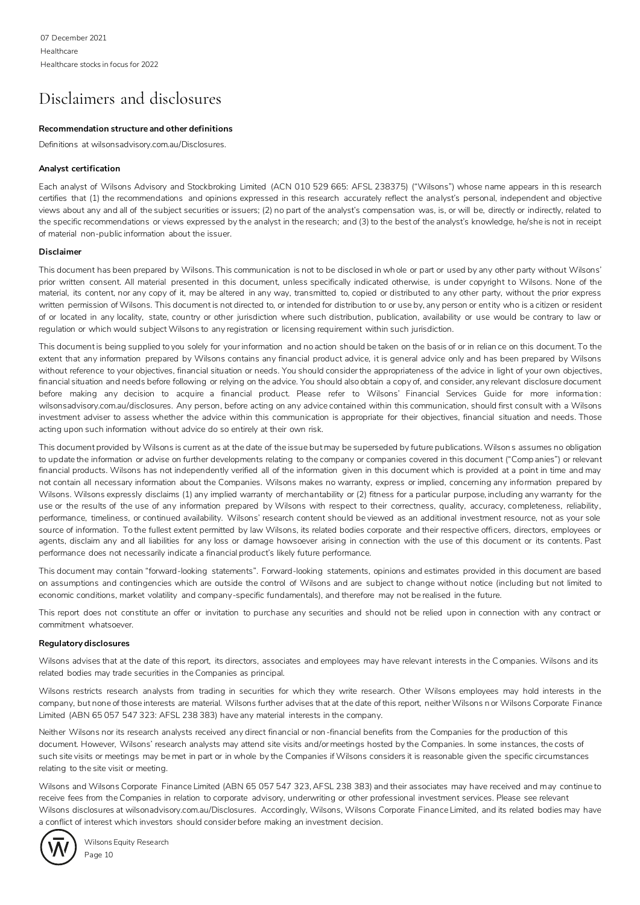# Disclaimers and disclosures

**Recommendation structure and other definitions**

Definitions at wilsonsadvisory.com.au/Disclosures.

**Analyst certification**

Each analyst of Wilsons Advisory and Stockbroking Limited (ACN 010 529 665: AFSL 238375) ("Wilsons") whose name appears in this research certifies that (1) the recommendations and opinions expressed in this research accurately reflect the analyst's personal, independent and objective views about any and all of the subject securities or issuers; (2) no part of the analyst's compensation was, is, or will be, directly or indirectly, related to the specific recommendations or views expressed by the analyst in the research; and (3) to the best of the analyst's knowledge, he/she is not in receipt of material non-public information about the issuer.

**Disclaimer**

This document has been prepared by Wilsons. This communication is not to be disclosed in whole or part or used by any other party without Wilsons' prior written consent. All material presented in this document, unless specifically indicated otherwise, is under copyright to Wilsons. None of the material, its content, nor any copy of it, may be altered in any way, transmitted to, copied or distributed to any other party, without the prior express written permission of Wilsons. This document is not directed to, or intended for distribution to or use by, any person or entity who is a citizen or resident of or located in any locality, state, country or other jurisdiction where such distribution, publication, availability or use would be contrary to law or regulation or which would subject Wilsons to any registration or licensing requirement within such jurisdiction.

This document is being supplied to you solely for your information and no action should be taken on the basis of or in reliance on this document. To the extent that any information prepared by Wilsons contains any financial product advice, it is general advice only and has been prepared by Wilsons without reference to your objectives, financial situation or needs. You should consider the appropriateness of the advice in light of your own objectives, financial situation and needs before following or relying on the advice. You should also obtain a copy of, and consider, any relevant disclosure document before making any decision to acquire a financial product. Please refer to Wilsons' Financial Services Guide for more information: wilsonsadvisory.com.au/disclosures. Any person, before acting on any advice contained within this communication, should first consult with a Wilsons investment adviser to assess whether the advice within this communication is appropriate for their objectives, financial situation and needs. Those acting upon such information without advice do so entirely at their own risk.

This document provided by Wilsons is current as at the date of the issue but may be superseded by future publications. Wilsons assumes no obligation to update the information or advise on further developments relating to the company or companies covered in this document ("Companies") or relevant financial products. Wilsons has not independently verified all of the information given in this document which is provided at a point in time and may not contain all necessary information about the Companies. Wilsons makes no warranty, express or implied, concerning any information prepared by Wilsons. Wilsons expressly disclaims (1) any implied warranty of merchantability or (2) fitness for a particular purpose, including any warranty for the use or the results of the use of any information prepared by Wilsons with respect to their correctness, quality, accuracy, completeness, reliability, performance, timeliness, or continued availability. Wilsons' research content should be viewed as an additional investment resource, not as your sole source of information. To the fullest extent permitted by law Wilsons, its related bodies corporate and their respective officers, directors, employees or agents, disclaim any and all liabilities for any loss or damage howsoever arising in connection with the use of this document or its contents. Past performance does not necessarily indicate a financial product's likely future performance.

This document may contain "forward-looking statements". Forward-looking statements, opinions and estimates provided in this document are based on assumptions and contingencies which are outside the control of Wilsons and are subject to change without notice (including but not limited to economic conditions, market volatility and company-specific fundamentals), and therefore may not be realised in the future.

This report does not constitute an offer or invitation to purchase any securities and should not be relied upon in connection with any contract or commitment whatsoever.

**Regulatory disclosures**

Wilsons advises that at the date of this report, its directors, associates and employees may have relevant interests in the Companies. Wilsons and its related bodies may trade securities in the Companies as principal.

Wilsons restricts research analysts from trading in securities for which they write research. Other Wilsons employees may hold interests in the company, but none of those interests are material. Wilsons further advises that at the date of this report, neither Wilsons nor Wilsons Corporate Finance Limited (ABN 65 057 547 323: AFSL 238 383) have any material interests in the company.

Neither Wilsons nor its research analysts received any direct financial or non-financial benefits from the Companies for the production of this document. However, Wilsons' research analysts may attend site visits and/or meetings hosted by the Companies. In some instances, the costs of such site visits or meetings may be met in part or in whole by the Companies if Wilsons considers it is reasonable given the specific circumstances relating to the site visit or meeting.

Wilsons and Wilsons Corporate Finance Limited (ABN 65 057 547 323, AFSL 238 383) and their associates may have received and may continue to receive fees from the Companies in relation to corporate advisory, underwriting or other professional investment services. Please see relevant Wilsons disclosures at wilsonadvisory.com.au/Disclosures. Accordingly, Wilsons, Wilsons Corporate Finance Limited, and its related bodies may have a conflict of interest which investors should consider before making an investment decision.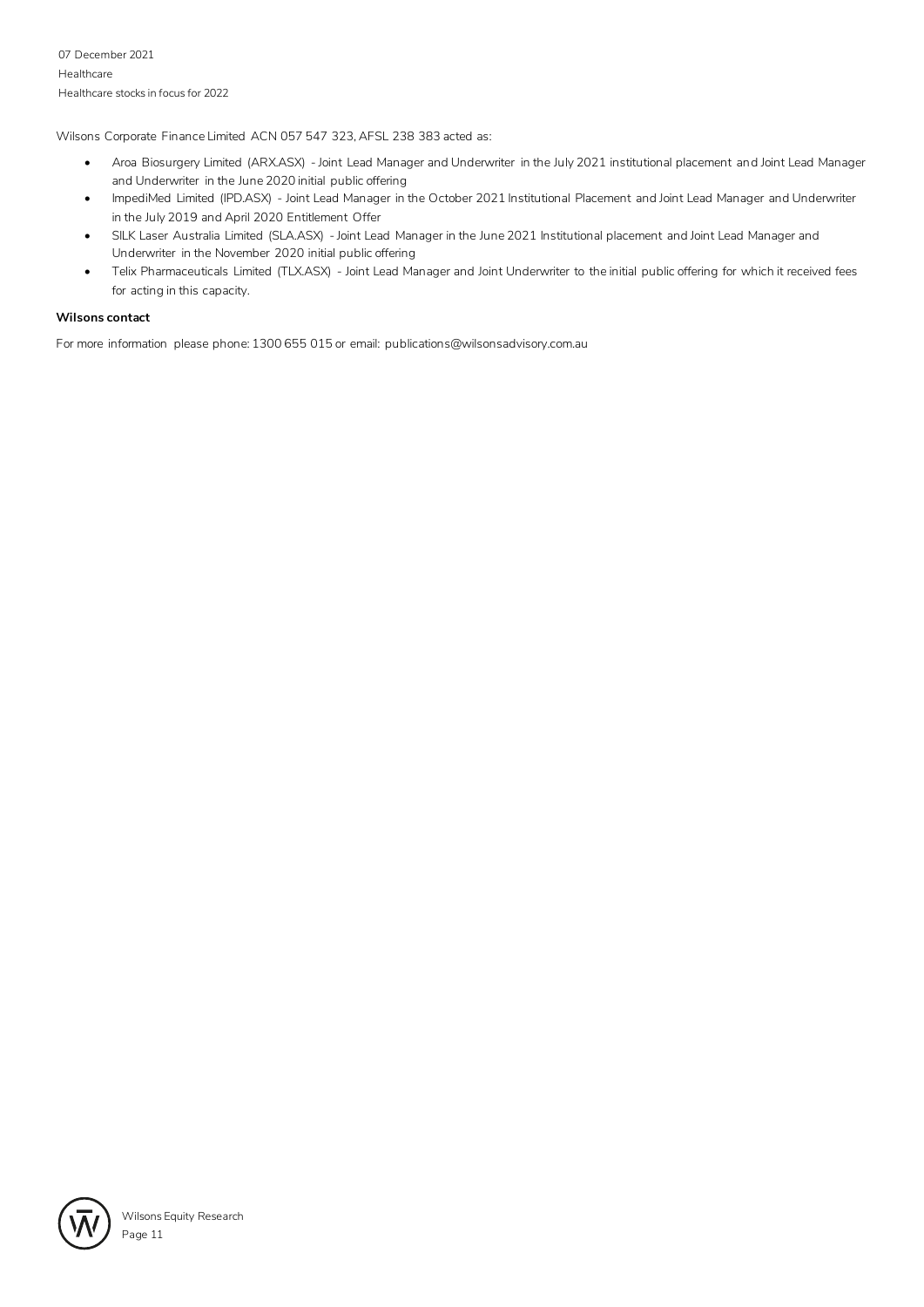Wilsons Corporate Finance Limited ACN 057 547 323, AFSL 238 383 acted as:

- Aroa Biosurgery Limited (ARX.ASX) - Joint Lead Manager and Underwriter in the July 2021 institutional placement and Joint Lead Manager and Underwriter in the June 2020 initial public offering
- ImpediMed Limited (IPD.ASX) - Joint Lead Manager in the October 2021 Institutional Placement and Joint Lead Manager and Underwriter in the July 2019 and April 2020 Entitlement Offer
- SILK Laser Australia Limited (SLA.ASX) - Joint Lead Manager in the June 2021 Institutional placement and Joint Lead Manager and Underwriter in the November 2020 initial public offering
- Telix Pharmaceuticals Limited (TLX.ASX) - Joint Lead Manager and Joint Underwriter to the initial public offering for which it received fees for acting in this capacity.

**Wilsons contact**

For more information please phone: 1300 655 015 or email: publications@wilsonsadvisory.com.au